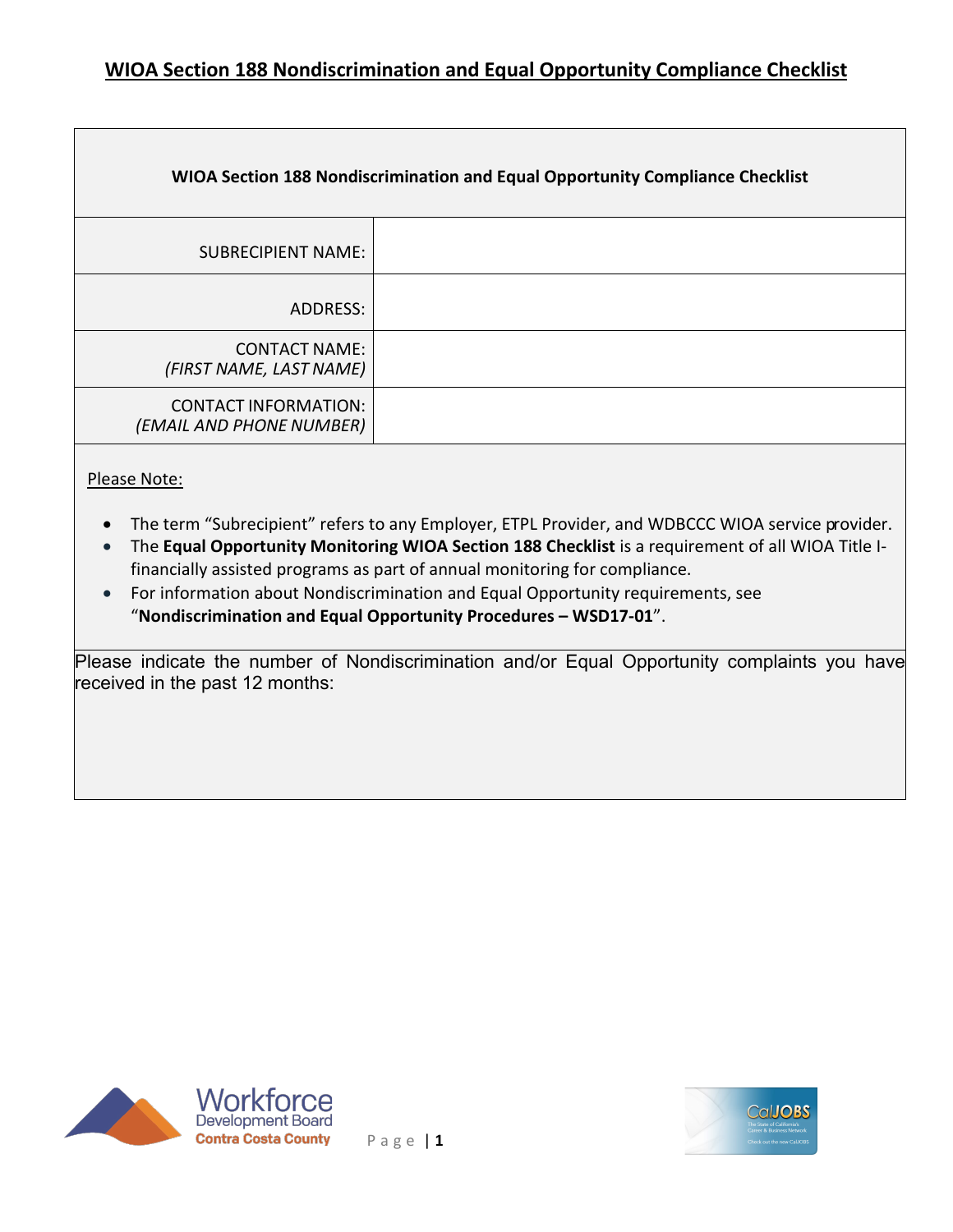# WIOA Section 188 Nondiscrimination and Equal Opportunity Compliance Checklist

| WIOA Section 188 Nondiscrimination and Equal Opportunity Compliance Checklist | |
|---|---|
| SUBRECIPIENT NAME: | |
| ADDRESS: | |
| CONTACT NAME: *(FIRST NAME, LAST NAME)* | |
| CONTACT INFORMATION: *(EMAIL AND PHONE NUMBER)* | |

Please Note:

- The term "Subrecipient" refers to any Employer, ETPL Provider, and WDBCCC WIOA service provider.
- The **Equal Opportunity Monitoring WIOA Section 188 Checklist** is a requirement of all WIOA Title I-financially assisted programs as part of annual monitoring for compliance.
- For information about Nondiscrimination and Equal Opportunity requirements, see "**Nondiscrimination and Equal Opportunity Procedures – WSD17-01**".

Please indicate the number of Nondiscrimination and/or Equal Opportunity complaints you have received in the past 12 months: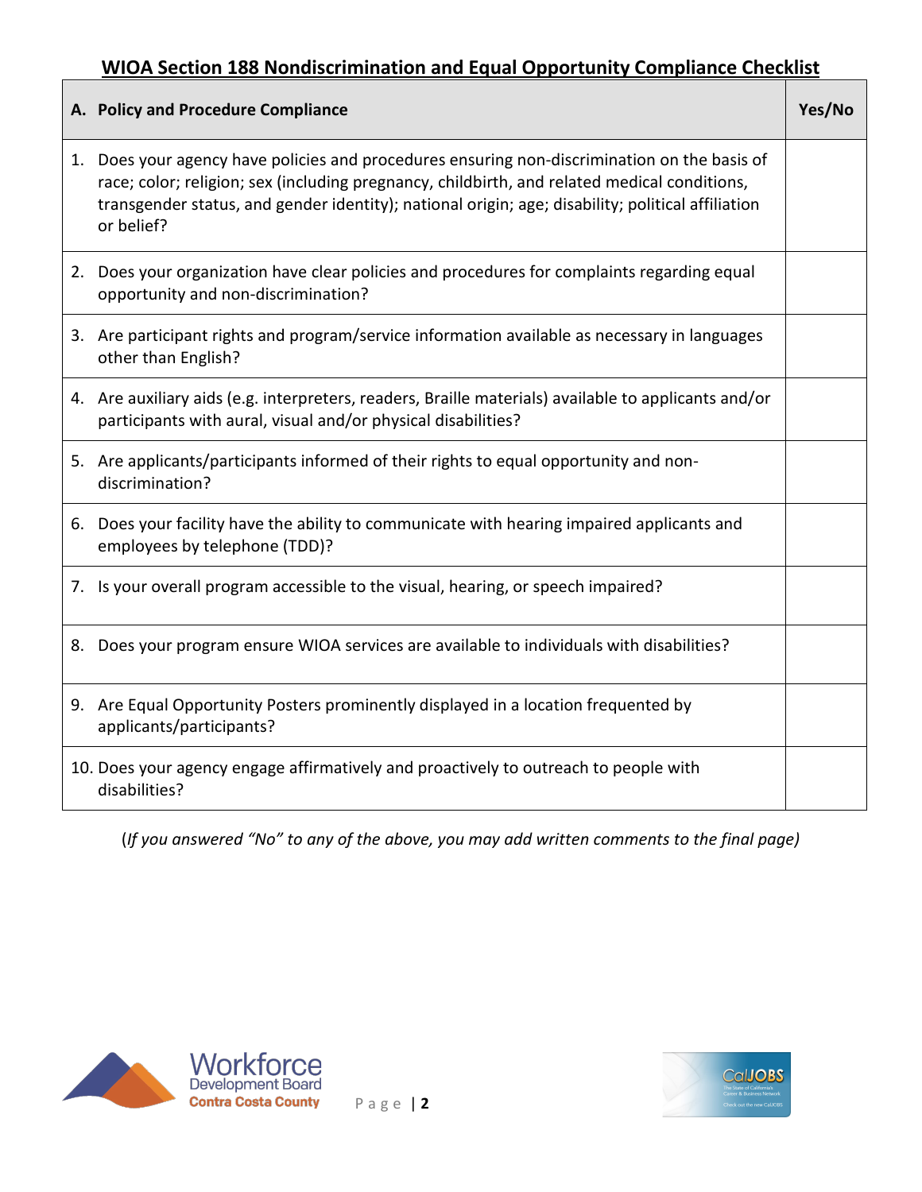# WIOA Section 188 Nondiscrimination and Equal Opportunity Compliance Checklist

| A. Policy and Procedure Compliance | Yes/No |
|---|---|
| 1. Does your agency have policies and procedures ensuring non-discrimination on the basis of race; color; religion; sex (including pregnancy, childbirth, and related medical conditions, transgender status, and gender identity); national origin; age; disability; political affiliation or belief? | |
| 2. Does your organization have clear policies and procedures for complaints regarding equal opportunity and non-discrimination? | |
| 3. Are participant rights and program/service information available as necessary in languages other than English? | |
| 4. Are auxiliary aids (e.g. interpreters, readers, Braille materials) available to applicants and/or participants with aural, visual and/or physical disabilities? | |
| 5. Are applicants/participants informed of their rights to equal opportunity and non-discrimination? | |
| 6. Does your facility have the ability to communicate with hearing impaired applicants and employees by telephone (TDD)? | |
| 7. Is your overall program accessible to the visual, hearing, or speech impaired? | |
| 8. Does your program ensure WIOA services are available to individuals with disabilities? | |
| 9. Are Equal Opportunity Posters prominently displayed in a location frequented by applicants/participants? | |
| 10. Does your agency engage affirmatively and proactively to outreach to people with disabilities? | |

(*If you answered "No" to any of the above, you may add written comments to the final page*)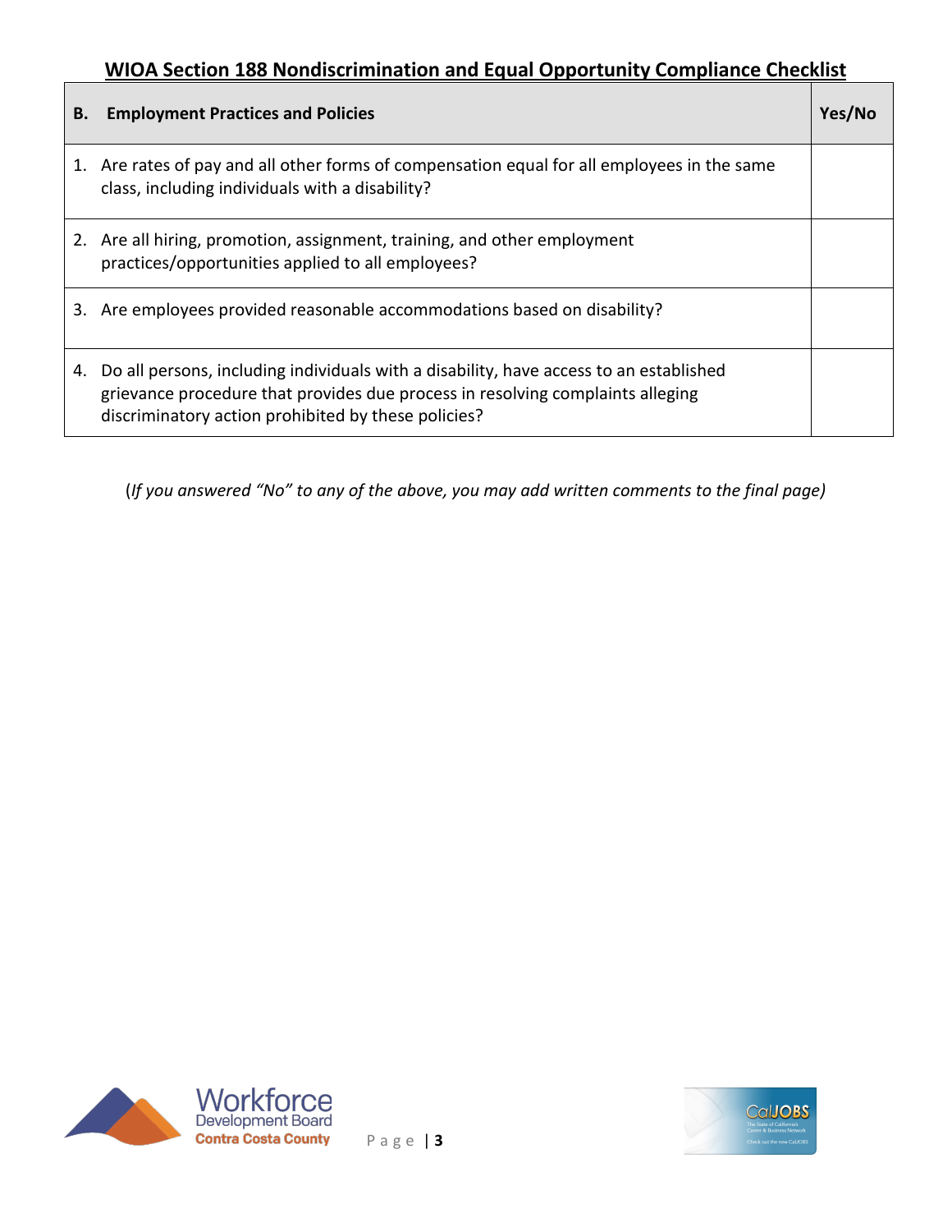## WIOA Section 188 Nondiscrimination and Equal Opportunity Compliance Checklist

| **B. Employment Practices and Policies** | **Yes/No** |
| --- | --- |
| 1. Are rates of pay and all other forms of compensation equal for all employees in the same class, including individuals with a disability? | |
| 2. Are all hiring, promotion, assignment, training, and other employment practices/opportunities applied to all employees? | |
| 3. Are employees provided reasonable accommodations based on disability? | |
| 4. Do all persons, including individuals with a disability, have access to an established grievance procedure that provides due process in resolving complaints alleging discriminatory action prohibited by these policies? | |

(*If you answered "No" to any of the above, you may add written comments to the final page)*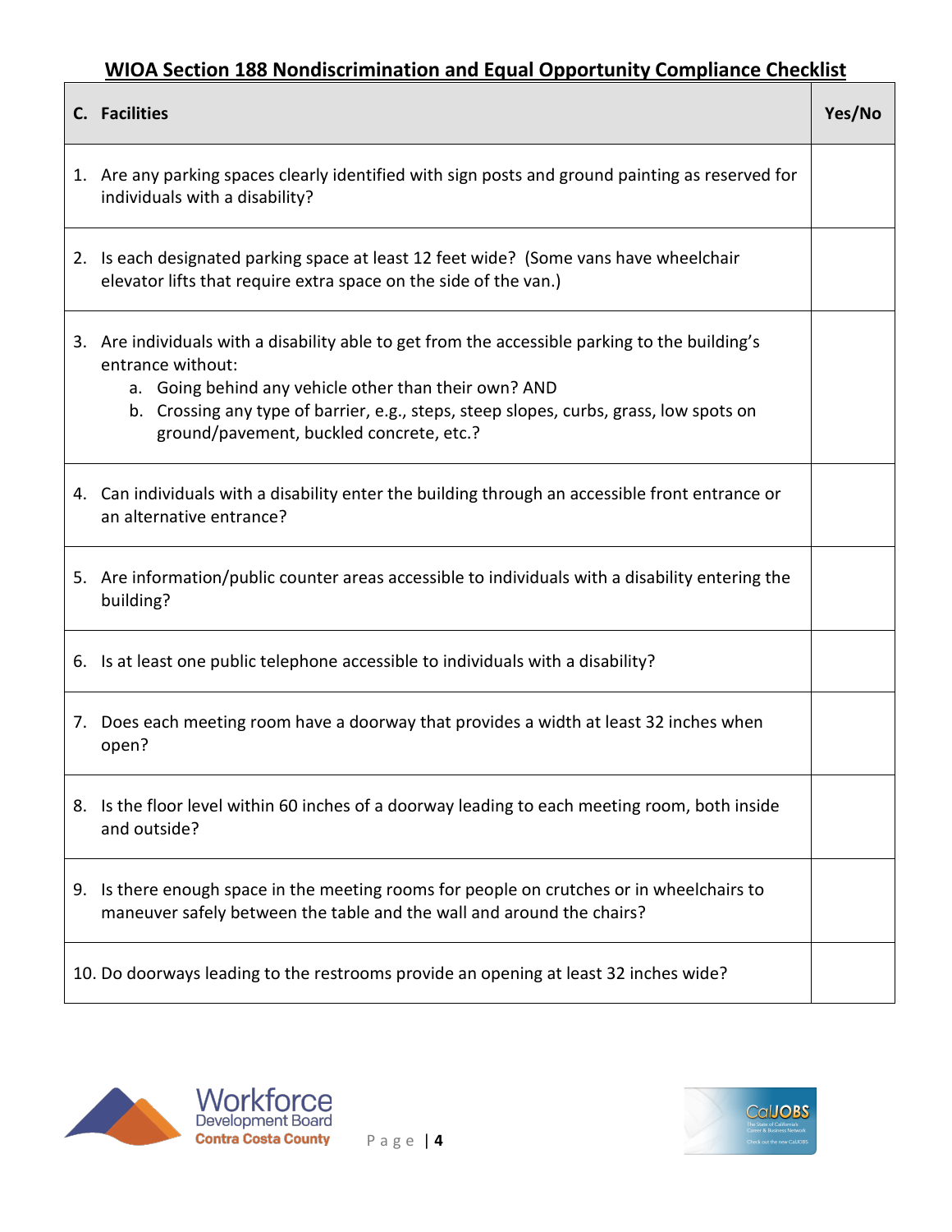## WIOA Section 188 Nondiscrimination and Equal Opportunity Compliance Checklist

| C. Facilities | Yes/No |
|---|---|
| 1. Are any parking spaces clearly identified with sign posts and ground painting as reserved for individuals with a disability? | |
| 2. Is each designated parking space at least 12 feet wide? (Some vans have wheelchair elevator lifts that require extra space on the side of the van.) | |
| 3. Are individuals with a disability able to get from the accessible parking to the building's entrance without: <br> a. Going behind any vehicle other than their own? AND <br> b. Crossing any type of barrier, e.g., steps, steep slopes, curbs, grass, low spots on ground/pavement, buckled concrete, etc.? | |
| 4. Can individuals with a disability enter the building through an accessible front entrance or an alternative entrance? | |
| 5. Are information/public counter areas accessible to individuals with a disability entering the building? | |
| 6. Is at least one public telephone accessible to individuals with a disability? | |
| 7. Does each meeting room have a doorway that provides a width at least 32 inches when open? | |
| 8. Is the floor level within 60 inches of a doorway leading to each meeting room, both inside and outside? | |
| 9. Is there enough space in the meeting rooms for people on crutches or in wheelchairs to maneuver safely between the table and the wall and around the chairs? | |
| 10. Do doorways leading to the restrooms provide an opening at least 32 inches wide? | |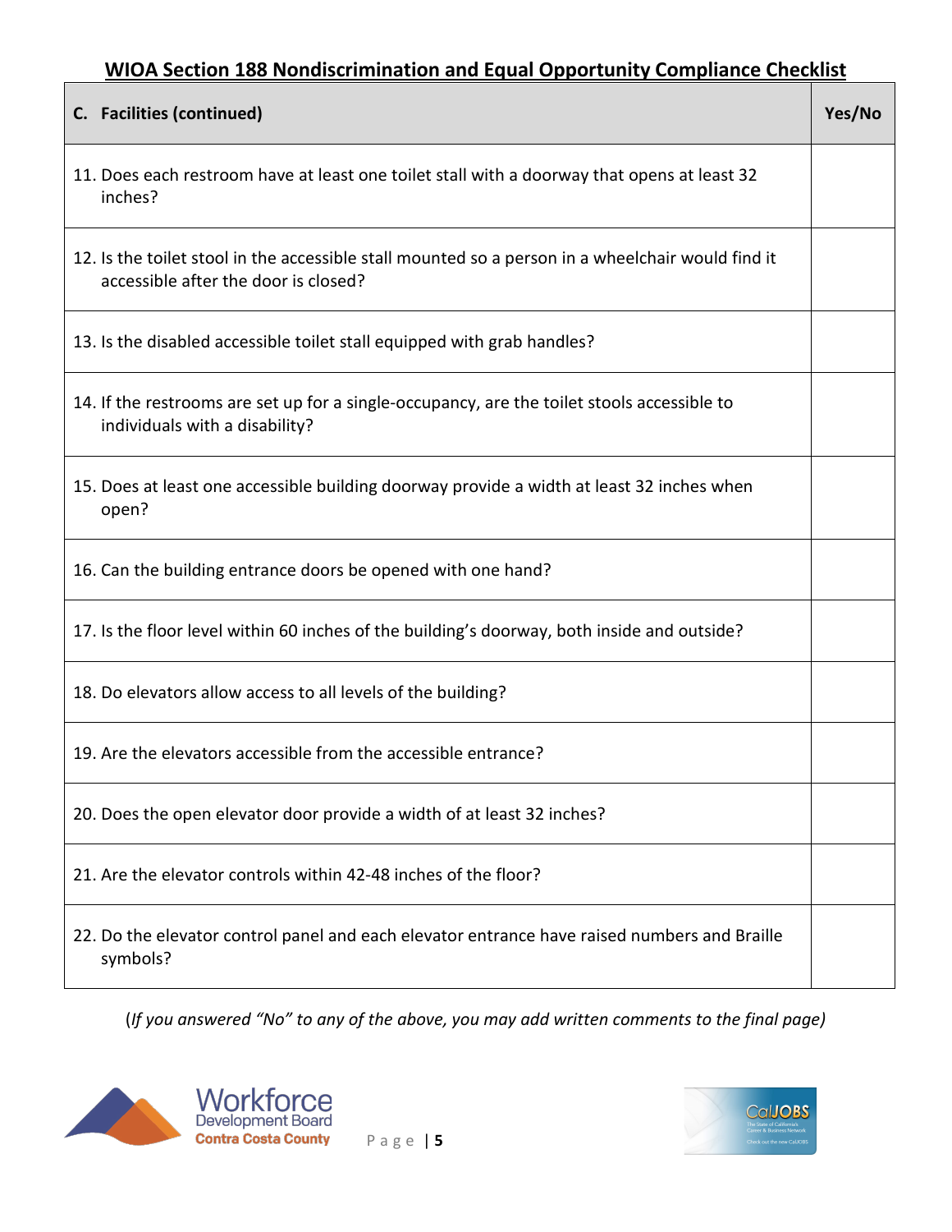## WIOA Section 188 Nondiscrimination and Equal Opportunity Compliance Checklist

| C. Facilities (continued) | Yes/No |
|---|---|
| 11. Does each restroom have at least one toilet stall with a doorway that opens at least 32 inches? | |
| 12. Is the toilet stool in the accessible stall mounted so a person in a wheelchair would find it accessible after the door is closed? | |
| 13. Is the disabled accessible toilet stall equipped with grab handles? | |
| 14. If the restrooms are set up for a single-occupancy, are the toilet stools accessible to individuals with a disability? | |
| 15. Does at least one accessible building doorway provide a width at least 32 inches when open? | |
| 16. Can the building entrance doors be opened with one hand? | |
| 17. Is the floor level within 60 inches of the building's doorway, both inside and outside? | |
| 18. Do elevators allow access to all levels of the building? | |
| 19. Are the elevators accessible from the accessible entrance? | |
| 20. Does the open elevator door provide a width of at least 32 inches? | |
| 21. Are the elevator controls within 42-48 inches of the floor? | |
| 22. Do the elevator control panel and each elevator entrance have raised numbers and Braille symbols? | |

(*If you answered "No" to any of the above, you may add written comments to the final page*)

Workforce Development Board
Contra Costa County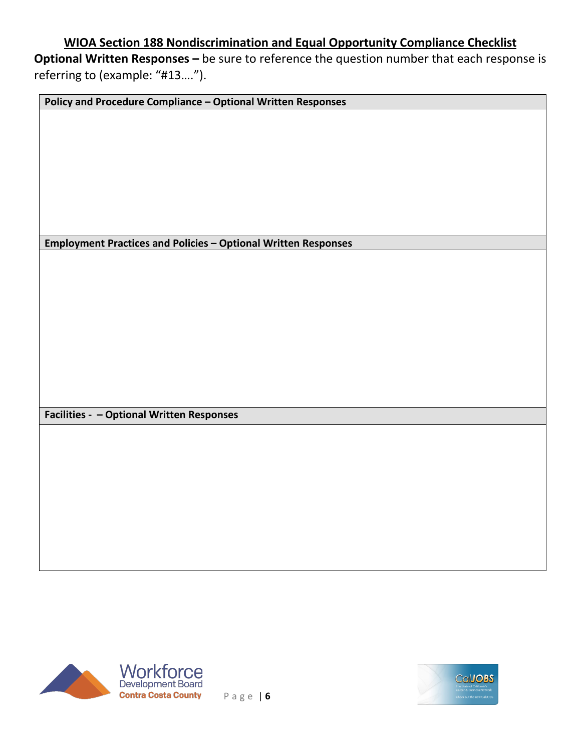# WIOA Section 188 Nondiscrimination and Equal Opportunity Compliance Checklist

**Optional Written Responses –** be sure to reference the question number that each response is referring to (example: "#13….").

| **Policy and Procedure Compliance – Optional Written Responses** |
|---|
| |

| **Employment Practices and Policies – Optional Written Responses** |
|---|
| |

| **Facilities - – Optional Written Responses** |
|---|
| |